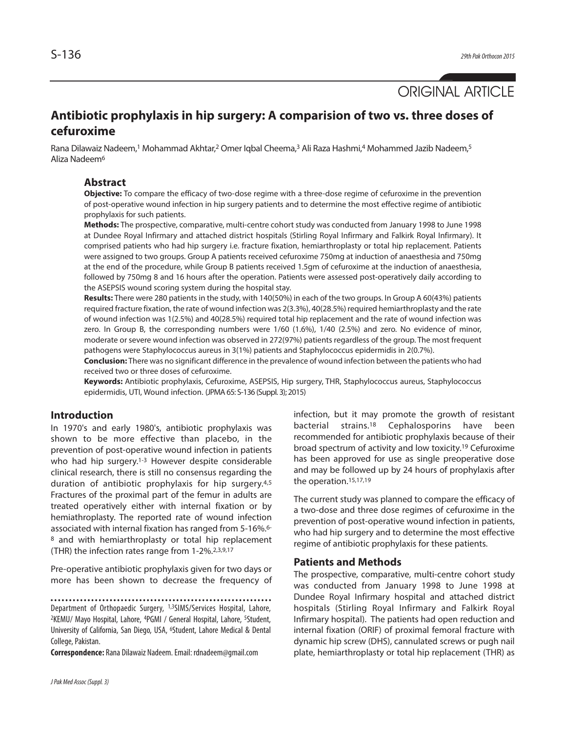ORIGINAL ARTICLE

# Antibiotic prophylaxis in hip surgery: A comparision of two vs. three doses of cefuroxime

Rana Dilawaiz Nadeem,[1] Mohammad Akhtar,[2] Omer Iqbal Cheema,[3] Ali Raza Hashmi,[4] Mohammed Jazib Nadeem,[5] Aliza Nadeem[6]

## Abstract

**Objective:** To compare the efficacy of two-dose regime with a three-dose regime of cefuroxime in the prevention of post-operative wound infection in hip surgery patients and to determine the most effective regime of antibiotic prophylaxis for such patients.

**Methods:** The prospective, comparative, multi-centre cohort study was conducted from January 1998 to June 1998 at Dundee Royal Infirmary and attached district hospitals (Stirling Royal Infirmary and Falkirk Royal Infirmary). It comprised patients who had hip surgery i.e. fracture fixation, hemiarthroplasty or total hip replacement. Patients were assigned to two groups. Group A patients received cefuroxime 750mg at induction of anaesthesia and 750mg at the end of the procedure, while Group B patients received 1.5gm of cefuroxime at the induction of anaesthesia, followed by 750mg 8 and 16 hours after the operation. Patients were assessed post-operatively daily according to the ASEPSIS wound scoring system during the hospital stay.

**Results:** There were 280 patients in the study, with 140(50%) in each of the two groups. In Group A 60(43%) patients required fracture fixation, the rate of wound infection was 2(3.3%), 40(28.5%) required hemiarthroplasty and the rate of wound infection was 1(2.5%) and 40(28.5%) required total hip replacement and the rate of wound infection was zero. In Group B, the corresponding numbers were 1/60 (1.6%), 1/40 (2.5%) and zero. No evidence of minor, moderate or severe wound infection was observed in 272(97%) patients regardless of the group. The most frequent pathogens were Staphylococcus aureus in 3(1%) patients and Staphylococcus epidermidis in 2(0.7%).

**Conclusion:** There was no significant difference in the prevalence of wound infection between the patients who had received two or three doses of cefuroxime.

**Keywords:** Antibiotic prophylaxis, Cefuroxime, ASEPSIS, Hip surgery, THR, Staphylococcus aureus, Staphylococcus epidermidis, UTI, Wound infection. (JPMA 65: S-136 (Suppl. 3); 2015)

## Introduction

In 1970's and early 1980's, antibiotic prophylaxis was shown to be more effective than placebo, in the prevention of post-operative wound infection in patients who had hip surgery.[1-3] However despite considerable clinical research, there is still no consensus regarding the duration of antibiotic prophylaxis for hip surgery.[4,5] Fractures of the proximal part of the femur in adults are treated operatively either with internal fixation or by hemiathroplasty. The reported rate of wound infection associated with internal fixation has ranged from 5-16%.[6-8] and with hemiarthroplasty or total hip replacement (THR) the infection rates range from 1-2%.[2,3,9,17]

Pre-operative antibiotic prophylaxis given for two days or more has been shown to decrease the frequency of infection, but it may promote the growth of resistant bacterial strains.[18] Cephalosporins have been recommended for antibiotic prophylaxis because of their broad spectrum of activity and low toxicity.[19] Cefuroxime has been approved for use as single preoperative dose and may be followed up by 24 hours of prophylaxis after the operation.[15,17,19]

The current study was planned to compare the efficacy of a two-dose and three dose regimes of cefuroxime in the prevention of post-operative wound infection in patients, who had hip surgery and to determine the most effective regime of antibiotic prophylaxis for these patients.

## Patients and Methods

The prospective, comparative, multi-centre cohort study was conducted from January 1998 to June 1998 at Dundee Royal Infirmary hospital and attached district hospitals (Stirling Royal Infirmary and Falkirk Royal Infirmary hospital). The patients had open reduction and internal fixation (ORIF) of proximal femoral fracture with dynamic hip screw (DHS), cannulated screws or pugh nail plate, hemiarthroplasty or total hip replacement (THR) as

Department of Orthopaedic Surgery, [1,3]SIMS/Services Hospital, Lahore, [2]KEMU/ Mayo Hospital, Lahore, [4]PGMI / General Hospital, Lahore, [5]Student, University of California, San Diego, USA, [6]Student, Lahore Medical & Dental College, Pakistan.

**Correspondence:** Rana Dilawaiz Nadeem. Email: rdnadeem@gmail.com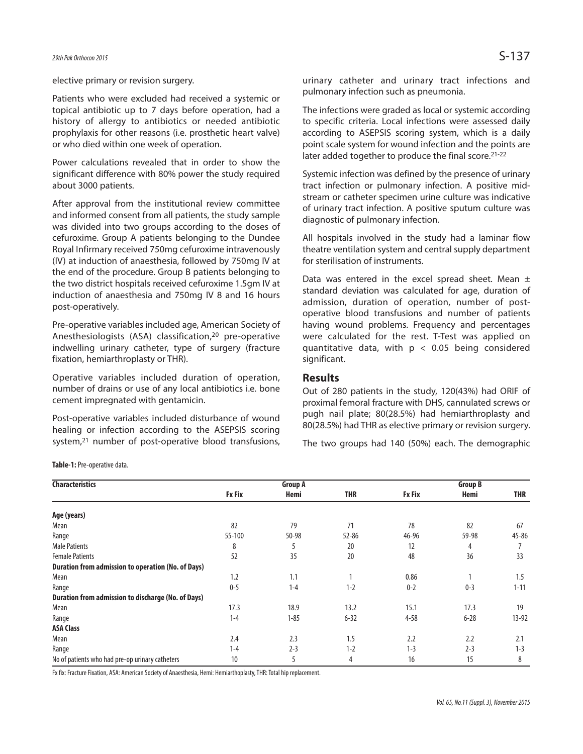elective primary or revision surgery.

Patients who were excluded had received a systemic or topical antibiotic up to 7 days before operation, had a history of allergy to antibiotics or needed antibiotic prophylaxis for other reasons (i.e. prosthetic heart valve) or who died within one week of operation.

Power calculations revealed that in order to show the significant difference with 80% power the study required about 3000 patients.

After approval from the institutional review committee and informed consent from all patients, the study sample was divided into two groups according to the doses of cefuroxime. Group A patients belonging to the Dundee Royal Infirmary received 750mg cefuroxime intravenously (IV) at induction of anaesthesia, followed by 750mg IV at the end of the procedure. Group B patients belonging to the two district hospitals received cefuroxime 1.5gm IV at induction of anaesthesia and 750mg IV 8 and 16 hours post-operatively.

Pre-operative variables included age, American Society of Anesthesiologists (ASA) classification,[20] pre-operative indwelling urinary catheter, type of surgery (fracture fixation, hemiarthroplasty or THR).

Operative variables included duration of operation, number of drains or use of any local antibiotics i.e. bone cement impregnated with gentamicin.

Post-operative variables included disturbance of wound healing or infection according to the ASEPSIS scoring system,[21] number of post-operative blood transfusions, urinary catheter and urinary tract infections and pulmonary infection such as pneumonia.

The infections were graded as local or systemic according to specific criteria. Local infections were assessed daily according to ASEPSIS scoring system, which is a daily point scale system for wound infection and the points are later added together to produce the final score.[21-22]

Systemic infection was defined by the presence of urinary tract infection or pulmonary infection. A positive mid-stream or catheter specimen urine culture was indicative of urinary tract infection. A positive sputum culture was diagnostic of pulmonary infection.

All hospitals involved in the study had a laminar flow theatre ventilation system and central supply department for sterilisation of instruments.

Data was entered in the excel spread sheet. Mean ± standard deviation was calculated for age, duration of admission, duration of operation, number of post-operative blood transfusions and number of patients having wound problems. Frequency and percentages were calculated for the rest. T-Test was applied on quantitative data, with $p < 0.05$ being considered significant.

## Results

Out of 280 patients in the study, 120(43%) had ORIF of proximal femoral fracture with DHS, cannulated screws or pugh nail plate; 80(28.5%) had hemiarthroplasty and 80(28.5%) had THR as elective primary or revision surgery.

The two groups had 140 (50%) each. The demographic

**Table-1:** Pre-operative data.

| Characteristics | Group A | | | Group B | | |
|---|---|---|---|---|---|---|
| | Fx Fix | Hemi | THR | Fx Fix | Hemi | THR |
| **Age (years)** | | | | | | |
| Mean | 82 | 79 | 71 | 78 | 82 | 67 |
| Range | 55-100 | 50-98 | 52-86 | 46-96 | 59-98 | 45-86 |
| Male Patients | 8 | 5 | 20 | 12 | 4 | 7 |
| Female Patients | 52 | 35 | 20 | 48 | 36 | 33 |
| **Duration from admission to operation (No. of Days)** | | | | | | |
| Mean | 1.2 | 1.1 | 1 | 0.86 | 1 | 1.5 |
| Range | 0-5 | 1-4 | 1-2 | 0-2 | 0-3 | 1-11 |
| **Duration from admission to discharge (No. of Days)** | | | | | | |
| Mean | 17.3 | 18.9 | 13.2 | 15.1 | 17.3 | 19 |
| Range | 1-4 | 1-85 | 6-32 | 4-58 | 6-28 | 13-92 |
| **ASA Class** | | | | | | |
| Mean | 2.4 | 2.3 | 1.5 | 2.2 | 2.2 | 2.1 |
| Range | 1-4 | 2-3 | 1-2 | 1-3 | 2-3 | 1-3 |
| No of patients who had pre-op urinary catheters | 10 | 5 | 4 | 16 | 15 | 8 |

Fx fix: Fracture Fixation, ASA: American Society of Anaesthesia, Hemi: Hemiarthoplasty, THR: Total hip replacement.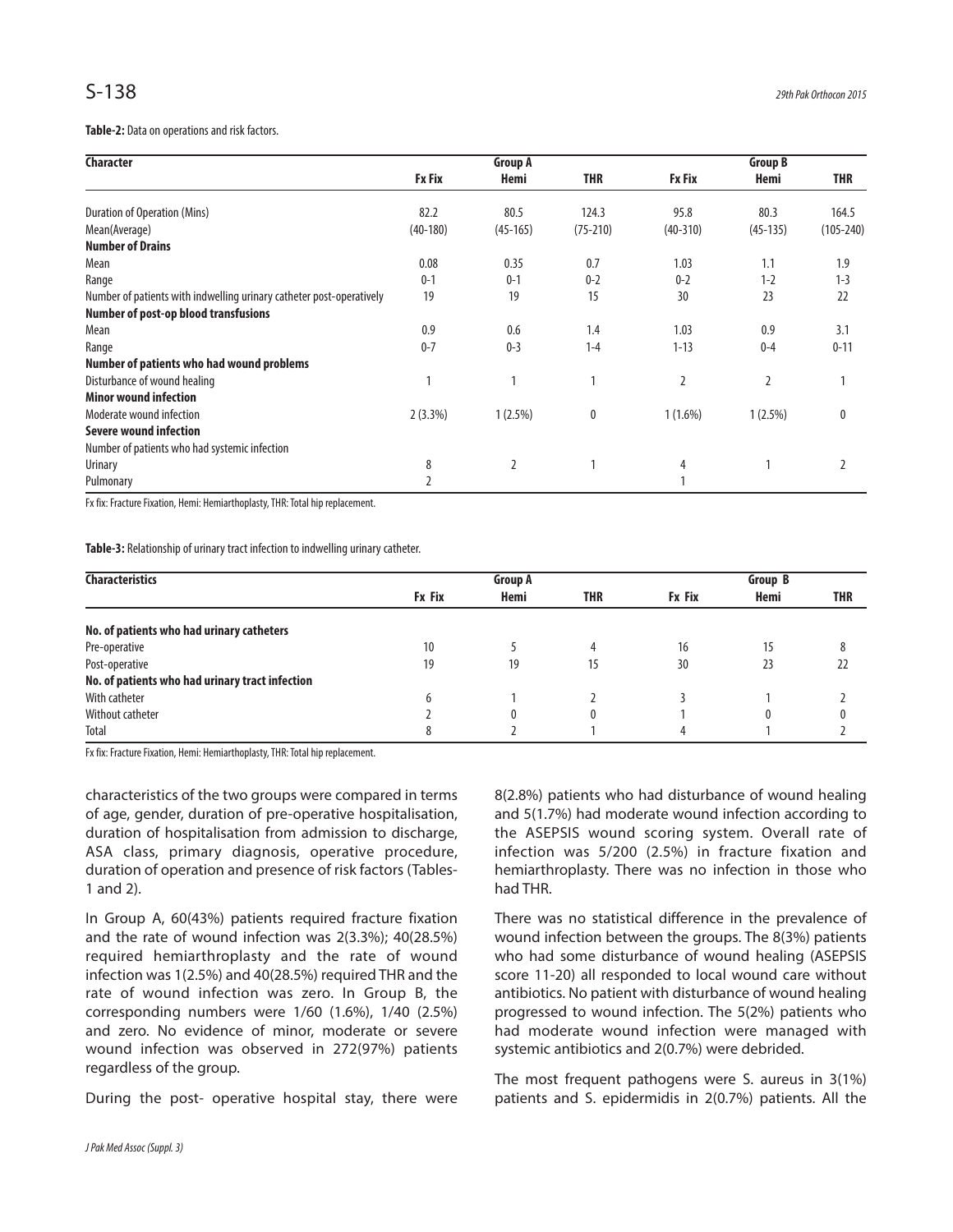**Table-2:** Data on operations and risk factors.

| Character | Group A | | | Group B | | |
|---|---|---|---|---|---|---|
| | Fx Fix | Hemi | THR | Fx Fix | Hemi | THR |
| Duration of Operation (Mins) | 82.2 | 80.5 | 124.3 | 95.8 | 80.3 | 164.5 |
| Mean(Average) | (40-180) | (45-165) | (75-210) | (40-310) | (45-135) | (105-240) |
| **Number of Drains** | | | | | | |
| Mean | 0.08 | 0.35 | 0.7 | 1.03 | 1.1 | 1.9 |
| Range | 0-1 | 0-1 | 0-2 | 0-2 | 1-2 | 1-3 |
| Number of patients with indwelling urinary catheter post-operatively | 19 | 19 | 15 | 30 | 23 | 22 |
| **Number of post-op blood transfusions** | | | | | | |
| Mean | 0.9 | 0.6 | 1.4 | 1.03 | 0.9 | 3.1 |
| Range | 0-7 | 0-3 | 1-4 | 1-13 | 0-4 | 0-11 |
| **Number of patients who had wound problems** | | | | | | |
| Disturbance of wound healing | 1 | 1 | 1 | 2 | 2 | 1 |
| **Minor wound infection** | | | | | | |
| Moderate wound infection | 2 (3.3%) | 1 (2.5%) | 0 | 1 (1.6%) | 1 (2.5%) | 0 |
| **Severe wound infection** | | | | | | |
| Number of patients who had systemic infection | | | | | | |
| Urinary | 8 | 2 | 1 | 4 | 1 | 2 |
| Pulmonary | 2 | | | 1 | | |

Fx fix: Fracture Fixation, Hemi: Hemiarthoplasty, THR: Total hip replacement.

**Table-3:** Relationship of urinary tract infection to indwelling urinary catheter.

| Characteristics | Group A | | | Group B | | |
|---|---|---|---|---|---|---|
| | Fx Fix | Hemi | THR | Fx Fix | Hemi | THR |
| **No. of patients who had urinary catheters** | | | | | | |
| Pre-operative | 10 | 5 | 4 | 16 | 15 | 8 |
| Post-operative | 19 | 19 | 15 | 30 | 23 | 22 |
| **No. of patients who had urinary tract infection** | | | | | | |
| With catheter | 6 | 1 | 2 | 3 | 1 | 2 |
| Without catheter | 2 | 0 | 0 | 1 | 0 | 0 |
| Total | 8 | 2 | 1 | 4 | 1 | 2 |

Fx fix: Fracture Fixation, Hemi: Hemiarthoplasty, THR: Total hip replacement.

characteristics of the two groups were compared in terms of age, gender, duration of pre-operative hospitalisation, duration of hospitalisation from admission to discharge, ASA class, primary diagnosis, operative procedure, duration of operation and presence of risk factors (Tables-1 and 2).

In Group A, 60(43%) patients required fracture fixation and the rate of wound infection was 2(3.3%); 40(28.5%) required hemiarthroplasty and the rate of wound infection was 1(2.5%) and 40(28.5%) required THR and the rate of wound infection was zero. In Group B, the corresponding numbers were 1/60 (1.6%), 1/40 (2.5%) and zero. No evidence of minor, moderate or severe wound infection was observed in 272(97%) patients regardless of the group.

During the post- operative hospital stay, there were 8(2.8%) patients who had disturbance of wound healing and 5(1.7%) had moderate wound infection according to the ASEPSIS wound scoring system. Overall rate of infection was 5/200 (2.5%) in fracture fixation and hemiarthroplasty. There was no infection in those who had THR.

There was no statistical difference in the prevalence of wound infection between the groups. The 8(3%) patients who had some disturbance of wound healing (ASEPSIS score 11-20) all responded to local wound care without antibiotics. No patient with disturbance of wound healing progressed to wound infection. The 5(2%) patients who had moderate wound infection were managed with systemic antibiotics and 2(0.7%) were debrided.

The most frequent pathogens were S. aureus in 3(1%) patients and S. epidermidis in 2(0.7%) patients. All the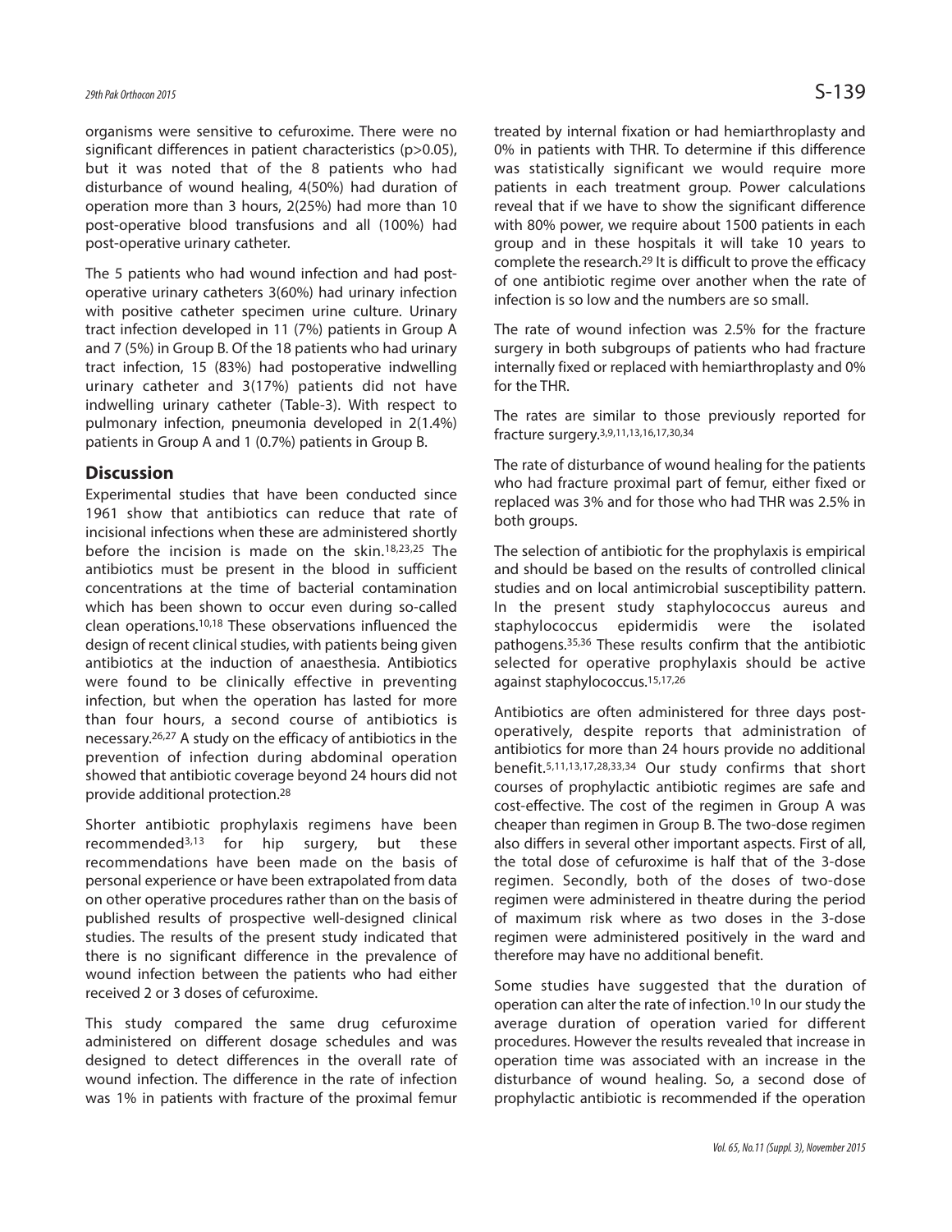organisms were sensitive to cefuroxime. There were no significant differences in patient characteristics (p>0.05), but it was noted that of the 8 patients who had disturbance of wound healing, 4(50%) had duration of operation more than 3 hours, 2(25%) had more than 10 post-operative blood transfusions and all (100%) had post-operative urinary catheter.

The 5 patients who had wound infection and had post-operative urinary catheters 3(60%) had urinary infection with positive catheter specimen urine culture. Urinary tract infection developed in 11 (7%) patients in Group A and 7 (5%) in Group B. Of the 18 patients who had urinary tract infection, 15 (83%) had postoperative indwelling urinary catheter and 3(17%) patients did not have indwelling urinary catheter (Table-3). With respect to pulmonary infection, pneumonia developed in 2(1.4%) patients in Group A and 1 (0.7%) patients in Group B.

## Discussion

Experimental studies that have been conducted since 1961 show that antibiotics can reduce that rate of incisional infections when these are administered shortly before the incision is made on the skin.[18,23,25] The antibiotics must be present in the blood in sufficient concentrations at the time of bacterial contamination which has been shown to occur even during so-called clean operations.[10,18] These observations influenced the design of recent clinical studies, with patients being given antibiotics at the induction of anaesthesia. Antibiotics were found to be clinically effective in preventing infection, but when the operation has lasted for more than four hours, a second course of antibiotics is necessary.[26,27] A study on the efficacy of antibiotics in the prevention of infection during abdominal operation showed that antibiotic coverage beyond 24 hours did not provide additional protection.[28]

Shorter antibiotic prophylaxis regimens have been recommended[3,13] for hip surgery, but these recommendations have been made on the basis of personal experience or have been extrapolated from data on other operative procedures rather than on the basis of published results of prospective well-designed clinical studies. The results of the present study indicated that there is no significant difference in the prevalence of wound infection between the patients who had either received 2 or 3 doses of cefuroxime.

This study compared the same drug cefuroxime administered on different dosage schedules and was designed to detect differences in the overall rate of wound infection. The difference in the rate of infection was 1% in patients with fracture of the proximal femur treated by internal fixation or had hemiarthroplasty and 0% in patients with THR. To determine if this difference was statistically significant we would require more patients in each treatment group. Power calculations reveal that if we have to show the significant difference with 80% power, we require about 1500 patients in each group and in these hospitals it will take 10 years to complete the research.[29] It is difficult to prove the efficacy of one antibiotic regime over another when the rate of infection is so low and the numbers are so small.

The rate of wound infection was 2.5% for the fracture surgery in both subgroups of patients who had fracture internally fixed or replaced with hemiarthroplasty and 0% for the THR.

The rates are similar to those previously reported for fracture surgery.[3,9,11,13,16,17,30,34]

The rate of disturbance of wound healing for the patients who had fracture proximal part of femur, either fixed or replaced was 3% and for those who had THR was 2.5% in both groups.

The selection of antibiotic for the prophylaxis is empirical and should be based on the results of controlled clinical studies and on local antimicrobial susceptibility pattern. In the present study staphylococcus aureus and staphylococcus epidermidis were the isolated pathogens.[35,36] These results confirm that the antibiotic selected for operative prophylaxis should be active against staphylococcus.[15,17,26]

Antibiotics are often administered for three days post-operatively, despite reports that administration of antibiotics for more than 24 hours provide no additional benefit.[5,11,13,17,28,33,34] Our study confirms that short courses of prophylactic antibiotic regimes are safe and cost-effective. The cost of the regimen in Group A was cheaper than regimen in Group B. The two-dose regimen also differs in several other important aspects. First of all, the total dose of cefuroxime is half that of the 3-dose regimen. Secondly, both of the doses of two-dose regimen were administered in theatre during the period of maximum risk where as two doses in the 3-dose regimen were administered positively in the ward and therefore may have no additional benefit.

Some studies have suggested that the duration of operation can alter the rate of infection.[10] In our study the average duration of operation varied for different procedures. However the results revealed that increase in operation time was associated with an increase in the disturbance of wound healing. So, a second dose of prophylactic antibiotic is recommended if the operation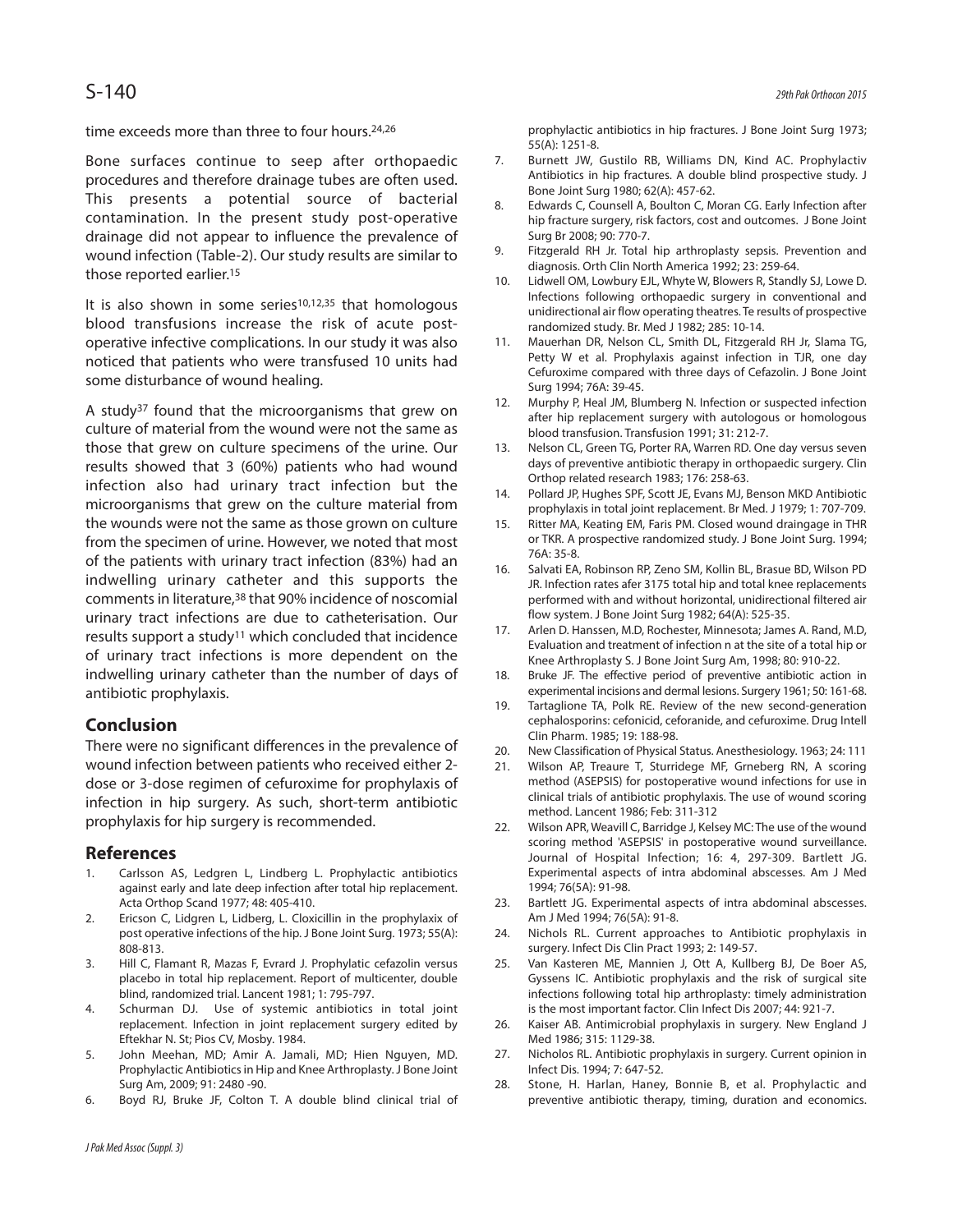time exceeds more than three to four hours.[24,26]

Bone surfaces continue to seep after orthopaedic procedures and therefore drainage tubes are often used. This presents a potential source of bacterial contamination. In the present study post-operative drainage did not appear to influence the prevalence of wound infection (Table-2). Our study results are similar to those reported earlier.[15]

It is also shown in some series[10,12,35] that homologous blood transfusions increase the risk of acute post-operative infective complications. In our study it was also noticed that patients who were transfused 10 units had some disturbance of wound healing.

A study[37] found that the microorganisms that grew on culture of material from the wound were not the same as those that grew on culture specimens of the urine. Our results showed that 3 (60%) patients who had wound infection also had urinary tract infection but the microorganisms that grew on the culture material from the wounds were not the same as those grown on culture from the specimen of urine. However, we noted that most of the patients with urinary tract infection (83%) had an indwelling urinary catheter and this supports the comments in literature,[38] that 90% incidence of noscomial urinary tract infections are due to catheterisation. Our results support a study[11] which concluded that incidence of urinary tract infections is more dependent on the indwelling urinary catheter than the number of days of antibiotic prophylaxis.

## Conclusion

There were no significant differences in the prevalence of wound infection between patients who received either 2-dose or 3-dose regimen of cefuroxime for prophylaxis of infection in hip surgery. As such, short-term antibiotic prophylaxis for hip surgery is recommended.

## References

1. Carlsson AS, Ledgren L, Lindberg L. Prophylactic antibiotics against early and late deep infection after total hip replacement. Acta Orthop Scand 1977; 48: 405-410.
2. Ericson C, Lidgren L, Lidberg, L. Cloxicillin in the prophylaxix of post operative infections of the hip. J Bone Joint Surg. 1973; 55(A): 808-813.
3. Hill C, Flamant R, Mazas F, Evrard J. Prophylatic cefazolin versus placebo in total hip replacement. Report of multicenter, double blind, randomized trial. Lancent 1981; 1: 795-797.
4. Schurman DJ. Use of systemic antibiotics in total joint replacement. Infection in joint replacement surgery edited by Eftekhar N. St; Pios CV, Mosby. 1984.
5. John Meehan, MD; Amir A. Jamali, MD; Hien Nguyen, MD. Prophylactic Antibiotics in Hip and Knee Arthroplasty. J Bone Joint Surg Am, 2009; 91: 2480 -90.
6. Boyd RJ, Bruke JF, Colton T. A double blind clinical trial of prophylactic antibiotics in hip fractures. J Bone Joint Surg 1973; 55(A): 1251-8.
7. Burnett JW, Gustilo RB, Williams DN, Kind AC. Prophylactiv Antibiotics in hip fractures. A double blind prospective study. J Bone Joint Surg 1980; 62(A): 457-62.
8. Edwards C, Counsell A, Boulton C, Moran CG. Early Infection after hip fracture surgery, risk factors, cost and outcomes. J Bone Joint Surg Br 2008; 90: 770-7.
9. Fitzgerald RH Jr. Total hip arthroplasty sepsis. Prevention and diagnosis. Orth Clin North America 1992; 23: 259-64.
10. Lidwell OM, Lowbury EJL, Whyte W, Blowers R, Standly SJ, Lowe D. Infections following orthopaedic surgery in conventional and unidirectional air flow operating theatres. Te results of prospective randomized study. Br. Med J 1982; 285: 10-14.
11. Mauerhan DR, Nelson CL, Smith DL, Fitzgerald RH Jr, Slama TG, Petty W et al. Prophylaxis against infection in TJR, one day Cefuroxime compared with three days of Cefazolin. J Bone Joint Surg 1994; 76A: 39-45.
12. Murphy P, Heal JM, Blumberg N. Infection or suspected infection after hip replacement surgery with autologous or homologous blood transfusion. Transfusion 1991; 31: 212-7.
13. Nelson CL, Green TG, Porter RA, Warren RD. One day versus seven days of preventive antibiotic therapy in orthopaedic surgery. Clin Orthop related research 1983; 176: 258-63.
14. Pollard JP, Hughes SPF, Scott JE, Evans MJ, Benson MKD Antibiotic prophylaxis in total joint replacement. Br Med. J 1979; 1: 707-709.
15. Ritter MA, Keating EM, Faris PM. Closed wound draingage in THR or TKR. A prospective randomized study. J Bone Joint Surg. 1994; 76A: 35-8.
16. Salvati EA, Robinson RP, Zeno SM, Kollin BL, Brasue BD, Wilson PD JR. Infection rates afer 3175 total hip and total knee replacements performed with and without horizontal, unidirectional filtered air flow system. J Bone Joint Surg 1982; 64(A): 525-35.
17. Arlen D. Hanssen, M.D, Rochester, Minnesota; James A. Rand, M.D, Evaluation and treatment of infection n at the site of a total hip or Knee Arthroplasty S. J Bone Joint Surg Am, 1998; 80: 910-22.
18. Bruke JF. The effective period of preventive antibiotic action in experimental incisions and dermal lesions. Surgery 1961; 50: 161-68.
19. Tartaglione TA, Polk RE. Review of the new second-generation cephalosporins: cefonicid, ceforanide, and cefuroxime. Drug Intell Clin Pharm. 1985; 19: 188-98.
20. New Classification of Physical Status. Anesthesiology. 1963; 24: 111
21. Wilson AP, Treaure T, Sturridege MF, Grneberg RN, A scoring method (ASEPSIS) for postoperative wound infections for use in clinical trials of antibiotic prophylaxis. The use of wound scoring method. Lancent 1986; Feb: 311-312
22. Wilson APR, Weavill C, Barridge J, Kelsey MC: The use of the wound scoring method 'ASEPSIS' in postoperative wound surveillance. Journal of Hospital Infection; 16: 4, 297-309. Bartlett JG. Experimental aspects of intra abdominal abscesses. Am J Med 1994; 76(5A): 91-98.
23. Bartlett JG. Experimental aspects of intra abdominal abscesses. Am J Med 1994; 76(5A): 91-8.
24. Nichols RL. Current approaches to Antibiotic prophylaxis in surgery. Infect Dis Clin Pract 1993; 2: 149-57.
25. Van Kasteren ME, Mannien J, Ott A, Kullberg BJ, De Boer AS, Gyssens IC. Antibiotic prophylaxis and the risk of surgical site infections following total hip arthroplasty: timely administration is the most important factor. Clin Infect Dis 2007; 44: 921-7.
26. Kaiser AB. Antimicrobial prophylaxis in surgery. New England J Med 1986; 315: 1129-38.
27. Nicholos RL. Antibiotic prophylaxis in surgery. Current opinion in Infect Dis. 1994; 7: 647-52.
28. Stone, H. Harlan, Haney, Bonnie B, et al. Prophylactic and preventive antibiotic therapy, timing, duration and economics.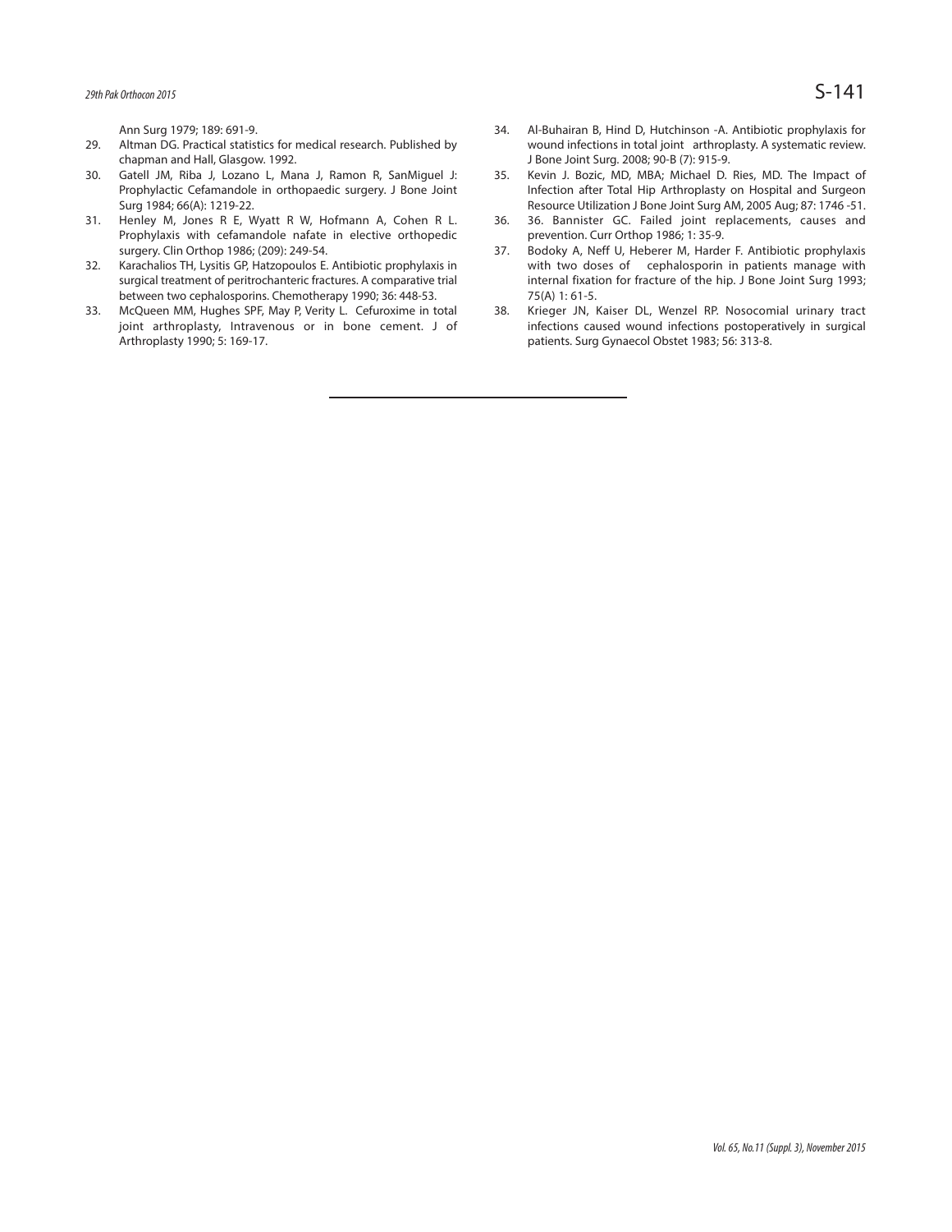Ann Surg 1979; 189: 691-9.

29. Altman DG. Practical statistics for medical research. Published by chapman and Hall, Glasgow. 1992.
30. Gatell JM, Riba J, Lozano L, Mana J, Ramon R, SanMiguel J: Prophylactic Cefamandole in orthopaedic surgery. J Bone Joint Surg 1984; 66(A): 1219-22.
31. Henley M, Jones R E, Wyatt R W, Hofmann A, Cohen R L. Prophylaxis with cefamandole nafate in elective orthopedic surgery. Clin Orthop 1986; (209): 249-54.
32. Karachalios TH, Lysitis GP, Hatzopoulos E. Antibiotic prophylaxis in surgical treatment of peritrochanteric fractures. A comparative trial between two cephalosporins. Chemotherapy 1990; 36: 448-53.
33. McQueen MM, Hughes SPF, May P, Verity L. Cefuroxime in total joint arthroplasty, Intravenous or in bone cement. J of Arthroplasty 1990; 5: 169-17.
34. Al-Buhairan B, Hind D, Hutchinson -A. Antibiotic prophylaxis for wound infections in total joint arthroplasty. A systematic review. J Bone Joint Surg. 2008; 90-B (7): 915-9.
35. Kevin J. Bozic, MD, MBA; Michael D. Ries, MD. The Impact of Infection after Total Hip Arthroplasty on Hospital and Surgeon Resource Utilization J Bone Joint Surg AM, 2005 Aug; 87: 1746 -51.
36. 36. Bannister GC. Failed joint replacements, causes and prevention. Curr Orthop 1986; 1: 35-9.
37. Bodoky A, Neff U, Heberer M, Harder F. Antibiotic prophylaxis with two doses of cephalosporin in patients manage with internal fixation for fracture of the hip. J Bone Joint Surg 1993; 75(A) 1: 61-5.
38. Krieger JN, Kaiser DL, Wenzel RP. Nosocomial urinary tract infections caused wound infections postoperatively in surgical patients. Surg Gynaecol Obstet 1983; 56: 313-8.